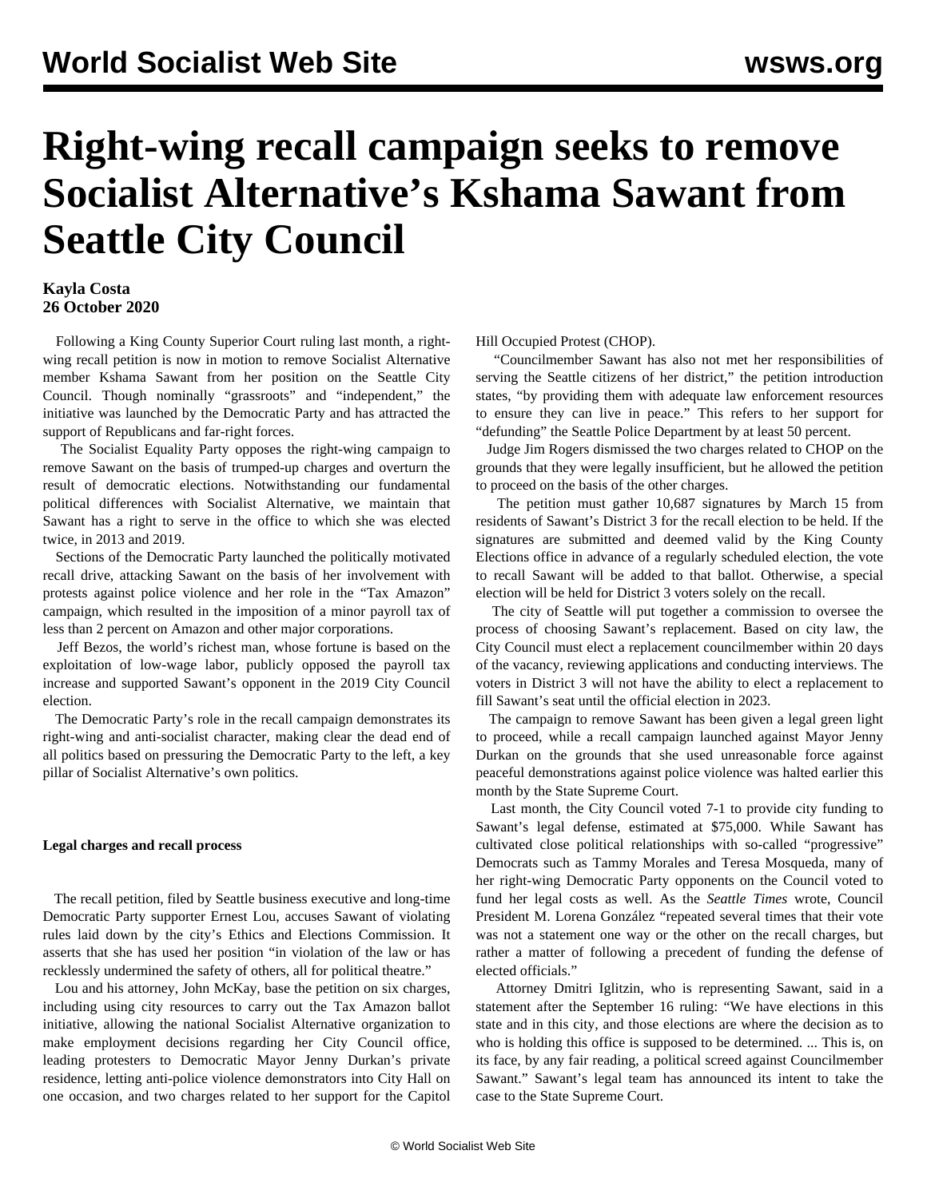# Right-wing recall campaign seeks to remove Socialist Alternative's Kshama Sawant from Seattle City Council

**Kayla Costa**
**26 October 2020**

Following a King County Superior Court ruling last month, a right-wing recall petition is now in motion to remove Socialist Alternative member Kshama Sawant from her position on the Seattle City Council. Though nominally "grassroots" and "independent," the initiative was launched by the Democratic Party and has attracted the support of Republicans and far-right forces.

The Socialist Equality Party opposes the right-wing campaign to remove Sawant on the basis of trumped-up charges and overturn the result of democratic elections. Notwithstanding our fundamental political differences with Socialist Alternative, we maintain that Sawant has a right to serve in the office to which she was elected twice, in 2013 and 2019.

Sections of the Democratic Party launched the politically motivated recall drive, attacking Sawant on the basis of her involvement with protests against police violence and her role in the "Tax Amazon" campaign, which resulted in the imposition of a minor payroll tax of less than 2 percent on Amazon and other major corporations.

Jeff Bezos, the world's richest man, whose fortune is based on the exploitation of low-wage labor, publicly opposed the payroll tax increase and supported Sawant's opponent in the 2019 City Council election.

The Democratic Party's role in the recall campaign demonstrates its right-wing and anti-socialist character, making clear the dead end of all politics based on pressuring the Democratic Party to the left, a key pillar of Socialist Alternative's own politics.

**Legal charges and recall process**

The recall petition, filed by Seattle business executive and long-time Democratic Party supporter Ernest Lou, accuses Sawant of violating rules laid down by the city's Ethics and Elections Commission. It asserts that she has used her position "in violation of the law or has recklessly undermined the safety of others, all for political theatre."

Lou and his attorney, John McKay, base the petition on six charges, including using city resources to carry out the Tax Amazon ballot initiative, allowing the national Socialist Alternative organization to make employment decisions regarding her City Council office, leading protesters to Democratic Mayor Jenny Durkan's private residence, letting anti-police violence demonstrators into City Hall on one occasion, and two charges related to her support for the Capitol Hill Occupied Protest (CHOP).

"Councilmember Sawant has also not met her responsibilities of serving the Seattle citizens of her district," the petition introduction states, "by providing them with adequate law enforcement resources to ensure they can live in peace." This refers to her support for "defunding" the Seattle Police Department by at least 50 percent.

Judge Jim Rogers dismissed the two charges related to CHOP on the grounds that they were legally insufficient, but he allowed the petition to proceed on the basis of the other charges.

The petition must gather 10,687 signatures by March 15 from residents of Sawant's District 3 for the recall election to be held. If the signatures are submitted and deemed valid by the King County Elections office in advance of a regularly scheduled election, the vote to recall Sawant will be added to that ballot. Otherwise, a special election will be held for District 3 voters solely on the recall.

The city of Seattle will put together a commission to oversee the process of choosing Sawant's replacement. Based on city law, the City Council must elect a replacement councilmember within 20 days of the vacancy, reviewing applications and conducting interviews. The voters in District 3 will not have the ability to elect a replacement to fill Sawant's seat until the official election in 2023.

The campaign to remove Sawant has been given a legal green light to proceed, while a recall campaign launched against Mayor Jenny Durkan on the grounds that she used unreasonable force against peaceful demonstrations against police violence was halted earlier this month by the State Supreme Court.

Last month, the City Council voted 7-1 to provide city funding to Sawant's legal defense, estimated at $75,000. While Sawant has cultivated close political relationships with so-called "progressive" Democrats such as Tammy Morales and Teresa Mosqueda, many of her right-wing Democratic Party opponents on the Council voted to fund her legal costs as well. As the *Seattle Times* wrote, Council President M. Lorena González "repeated several times that their vote was not a statement one way or the other on the recall charges, but rather a matter of following a precedent of funding the defense of elected officials."

Attorney Dmitri Iglitzin, who is representing Sawant, said in a statement after the September 16 ruling: "We have elections in this state and in this city, and those elections are where the decision as to who is holding this office is supposed to be determined. ... This is, on its face, by any fair reading, a political screed against Councilmember Sawant." Sawant's legal team has announced its intent to take the case to the State Supreme Court.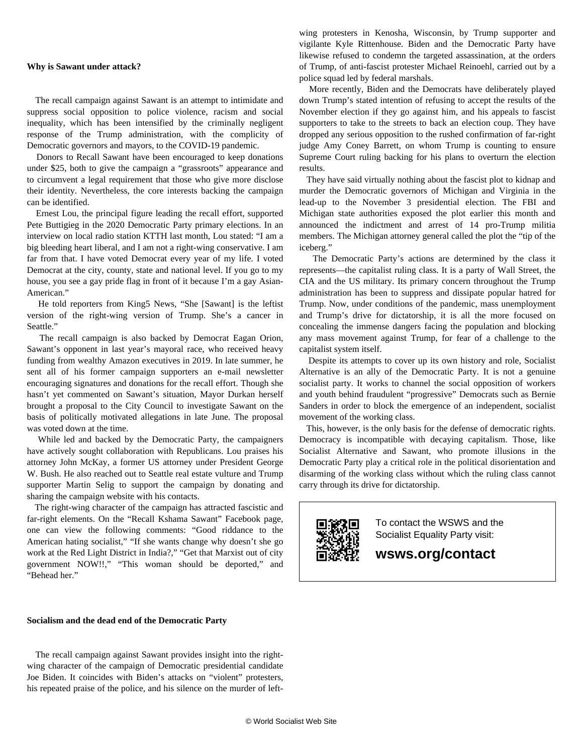**Why is Sawant under attack?**

The recall campaign against Sawant is an attempt to intimidate and suppress social opposition to police violence, racism and social inequality, which has been intensified by the criminally negligent response of the Trump administration, with the complicity of Democratic governors and mayors, to the COVID-19 pandemic.

Donors to Recall Sawant have been encouraged to keep donations under $25, both to give the campaign a "grassroots" appearance and to circumvent a legal requirement that those who give more disclose their identity. Nevertheless, the core interests backing the campaign can be identified.

Ernest Lou, the principal figure leading the recall effort, supported Pete Buttigieg in the 2020 Democratic Party primary elections. In an interview on local radio station KTTH last month, Lou stated: "I am a big bleeding heart liberal, and I am not a right-wing conservative. I am far from that. I have voted Democrat every year of my life. I voted Democrat at the city, county, state and national level. If you go to my house, you see a gay pride flag in front of it because I'm a gay Asian-American."

He told reporters from King5 News, "She [Sawant] is the leftist version of the right-wing version of Trump. She's a cancer in Seattle."

The recall campaign is also backed by Democrat Eagan Orion, Sawant's opponent in last year's mayoral race, who received heavy funding from wealthy Amazon executives in 2019. In late summer, he sent all of his former campaign supporters an e-mail newsletter encouraging signatures and donations for the recall effort. Though she hasn't yet commented on Sawant's situation, Mayor Durkan herself brought a proposal to the City Council to investigate Sawant on the basis of politically motivated allegations in late June. The proposal was voted down at the time.

While led and backed by the Democratic Party, the campaigners have actively sought collaboration with Republicans. Lou praises his attorney John McKay, a former US attorney under President George W. Bush. He also reached out to Seattle real estate vulture and Trump supporter Martin Selig to support the campaign by donating and sharing the campaign website with his contacts.

The right-wing character of the campaign has attracted fascistic and far-right elements. On the "Recall Kshama Sawant" Facebook page, one can view the following comments: "Good riddance to the American hating socialist," "If she wants change why doesn't she go work at the Red Light District in India?," "Get that Marxist out of city government NOW!!," "This woman should be deported," and "Behead her."

**Socialism and the dead end of the Democratic Party**

The recall campaign against Sawant provides insight into the right-wing character of the campaign of Democratic presidential candidate Joe Biden. It coincides with Biden's attacks on "violent" protesters, his repeated praise of the police, and his silence on the murder of left-wing protesters in Kenosha, Wisconsin, by Trump supporter and vigilante Kyle Rittenhouse. Biden and the Democratic Party have likewise refused to condemn the targeted assassination, at the orders of Trump, of anti-fascist protester Michael Reinoehl, carried out by a police squad led by federal marshals.

More recently, Biden and the Democrats have deliberately played down Trump's stated intention of refusing to accept the results of the November election if they go against him, and his appeals to fascist supporters to take to the streets to back an election coup. They have dropped any serious opposition to the rushed confirmation of far-right judge Amy Coney Barrett, on whom Trump is counting to ensure Supreme Court ruling backing for his plans to overturn the election results.

They have said virtually nothing about the fascist plot to kidnap and murder the Democratic governors of Michigan and Virginia in the lead-up to the November 3 presidential election. The FBI and Michigan state authorities exposed the plot earlier this month and announced the indictment and arrest of 14 pro-Trump militia members. The Michigan attorney general called the plot the "tip of the iceberg."

The Democratic Party's actions are determined by the class it represents—the capitalist ruling class. It is a party of Wall Street, the CIA and the US military. Its primary concern throughout the Trump administration has been to suppress and dissipate popular hatred for Trump. Now, under conditions of the pandemic, mass unemployment and Trump's drive for dictatorship, it is all the more focused on concealing the immense dangers facing the population and blocking any mass movement against Trump, for fear of a challenge to the capitalist system itself.

Despite its attempts to cover up its own history and role, Socialist Alternative is an ally of the Democratic Party. It is not a genuine socialist party. It works to channel the social opposition of workers and youth behind fraudulent "progressive" Democrats such as Bernie Sanders in order to block the emergence of an independent, socialist movement of the working class.

This, however, is the only basis for the defense of democratic rights. Democracy is incompatible with decaying capitalism. Those, like Socialist Alternative and Sawant, who promote illusions in the Democratic Party play a critical role in the political disorientation and disarming of the working class without which the ruling class cannot carry through its drive for dictatorship.

To contact the WSWS and the Socialist Equality Party visit:

**wsws.org/contact**